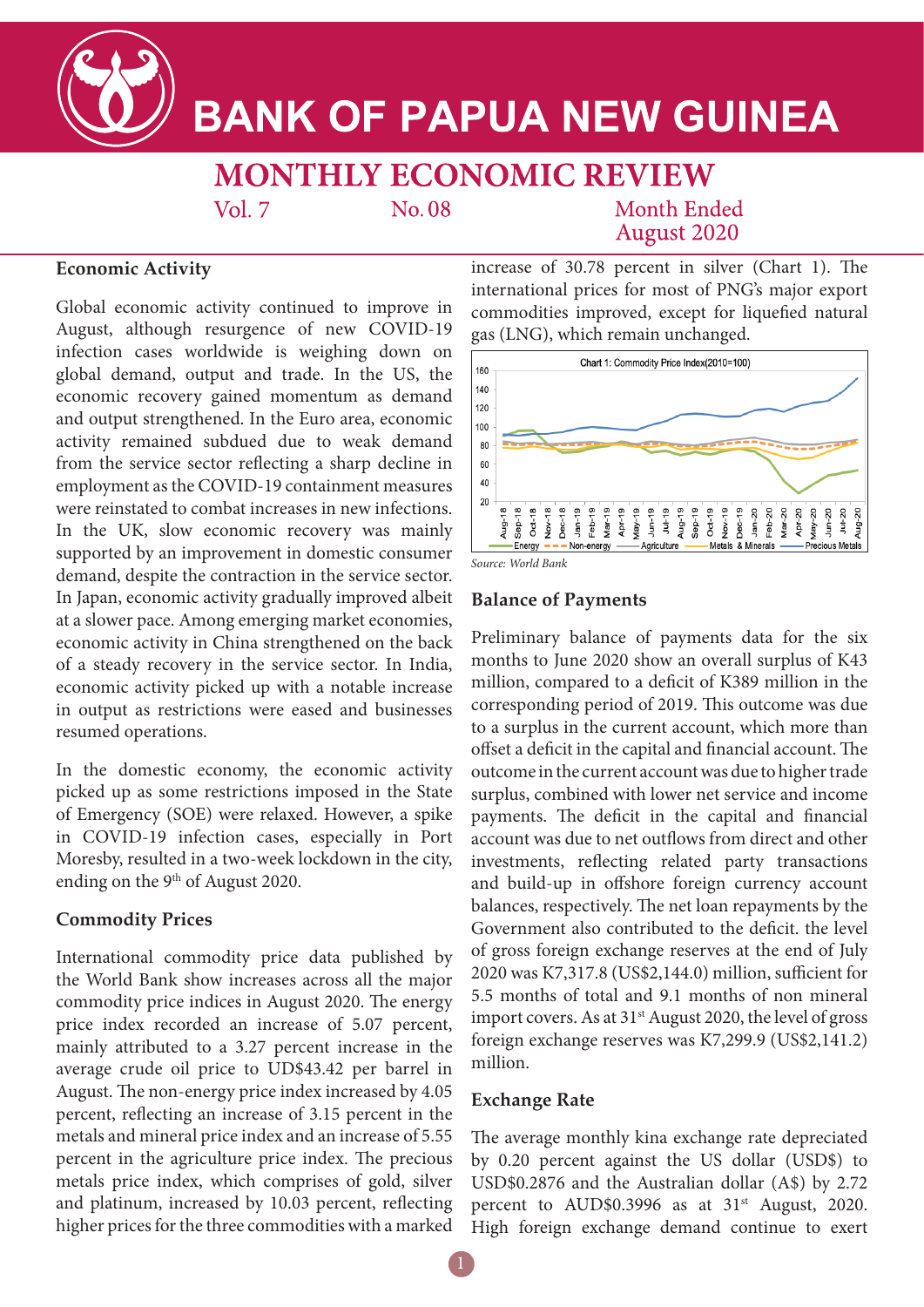# BANK OF PAPUA NEW GUINEA

## MONTHLY ECONOMIC REVIEW

Vol. 7 No. 08 Month Ended August 2020

### Economic Activity

Global economic activity continued to improve in August, although resurgence of new COVID-19 infection cases worldwide is weighing down on global demand, output and trade. In the US, the economic recovery gained momentum as demand and output strengthened. In the Euro area, economic activity remained subdued due to weak demand from the service sector reflecting a sharp decline in employment as the COVID-19 containment measures were reinstated to combat increases in new infections. In the UK, slow economic recovery was mainly supported by an improvement in domestic consumer demand, despite the contraction in the service sector. In Japan, economic activity gradually improved albeit at a slower pace. Among emerging market economies, economic activity in China strengthened on the back of a steady recovery in the service sector. In India, economic activity picked up with a notable increase in output as restrictions were eased and businesses resumed operations.

In the domestic economy, the economic activity picked up as some restrictions imposed in the State of Emergency (SOE) were relaxed. However, a spike in COVID-19 infection cases, especially in Port Moresby, resulted in a two-week lockdown in the city, ending on the 9th of August 2020.

### Commodity Prices

International commodity price data published by the World Bank show increases across all the major commodity price indices in August 2020. The energy price index recorded an increase of 5.07 percent, mainly attributed to a 3.27 percent increase in the average crude oil price to UD$43.42 per barrel in August. The non-energy price index increased by 4.05 percent, reflecting an increase of 3.15 percent in the metals and mineral price index and an increase of 5.55 percent in the agriculture price index. The precious metals price index, which comprises of gold, silver and platinum, increased by 10.03 percent, reflecting higher prices for the three commodities with a marked increase of 30.78 percent in silver (Chart 1). The international prices for most of PNG's major export commodities improved, except for liquefied natural gas (LNG), which remain unchanged.

Chart 1: Commodity Price Index(2010=100)

*Source: World Bank*

### Balance of Payments

Preliminary balance of payments data for the six months to June 2020 show an overall surplus of K43 million, compared to a deficit of K389 million in the corresponding period of 2019. This outcome was due to a surplus in the current account, which more than offset a deficit in the capital and financial account. The outcome in the current account was due to higher trade surplus, combined with lower net service and income payments. The deficit in the capital and financial account was due to net outflows from direct and other investments, reflecting related party transactions and build-up in offshore foreign currency account balances, respectively. The net loan repayments by the Government also contributed to the deficit. the level of gross foreign exchange reserves at the end of July 2020 was K7,317.8 (US$2,144.0) million, sufficient for 5.5 months of total and 9.1 months of non mineral import covers. As at 31st August 2020, the level of gross foreign exchange reserves was K7,299.9 (US$2,141.2) million.

### Exchange Rate

The average monthly kina exchange rate depreciated by 0.20 percent against the US dollar (USD$) to USD$0.2876 and the Australian dollar (A$) by 2.72 percent to AUD$0.3996 as at 31st August, 2020. High foreign exchange demand continue to exert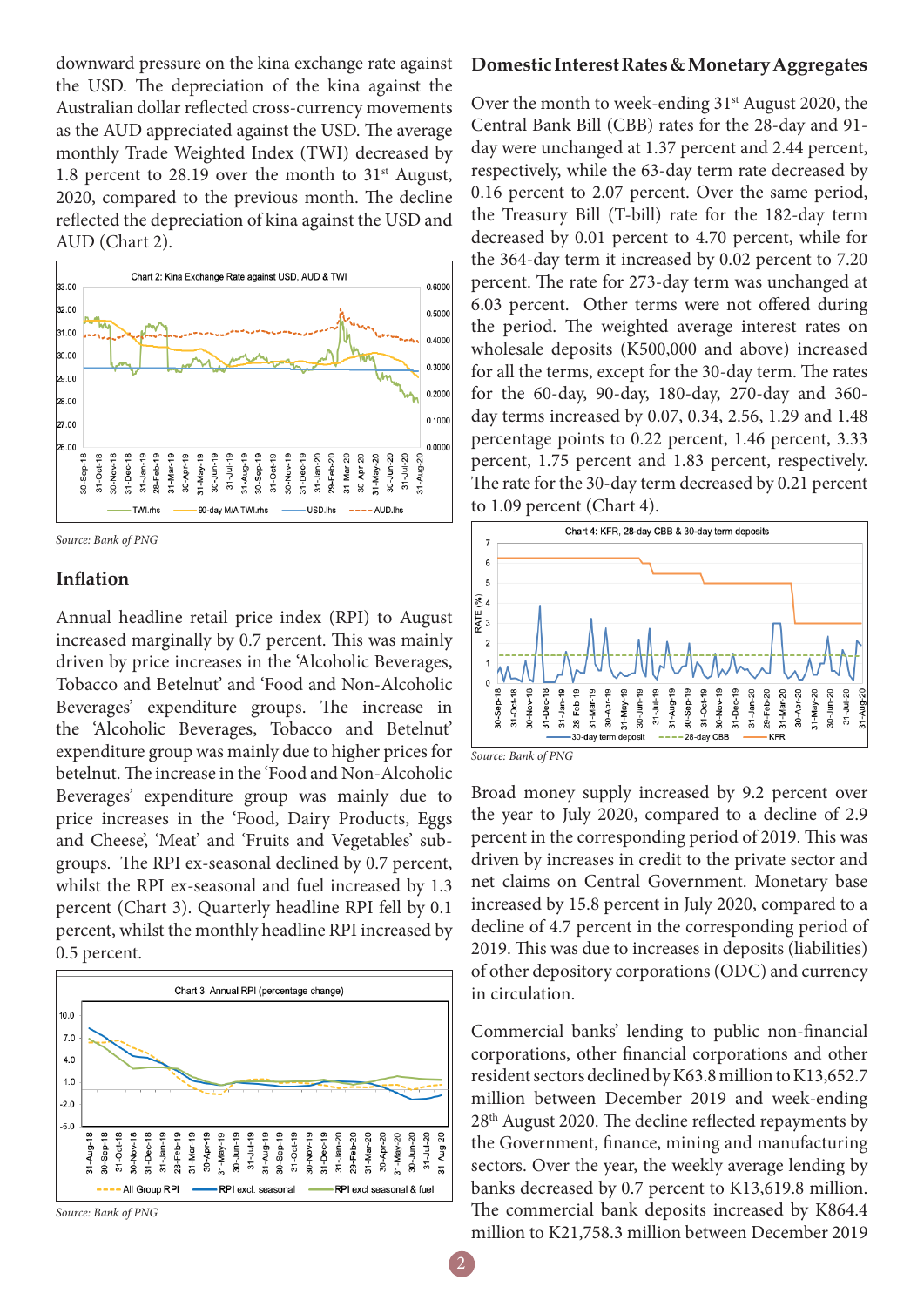downward pressure on the kina exchange rate against the USD. The depreciation of the kina against the Australian dollar reflected cross-currency movements as the AUD appreciated against the USD. The average monthly Trade Weighted Index (TWI) decreased by 1.8 percent to 28.19 over the month to 31st August, 2020, compared to the previous month. The decline reflected the depreciation of kina against the USD and AUD (Chart 2).

*Source: Bank of PNG*

## Inflation

Annual headline retail price index (RPI) to August increased marginally by 0.7 percent. This was mainly driven by price increases in the 'Alcoholic Beverages, Tobacco and Betelnut' and 'Food and Non-Alcoholic Beverages' expenditure groups. The increase in the 'Alcoholic Beverages, Tobacco and Betelnut' expenditure group was mainly due to higher prices for betelnut. The increase in the 'Food and Non-Alcoholic Beverages' expenditure group was mainly due to price increases in the 'Food, Dairy Products, Eggs and Cheese', 'Meat' and 'Fruits and Vegetables' sub-groups. The RPI ex-seasonal declined by 0.7 percent, whilst the RPI ex-seasonal and fuel increased by 1.3 percent (Chart 3). Quarterly headline RPI fell by 0.1 percent, whilst the monthly headline RPI increased by 0.5 percent.

*Source: Bank of PNG*

## Domestic Interest Rates & Monetary Aggregates

Over the month to week-ending 31st August 2020, the Central Bank Bill (CBB) rates for the 28-day and 91-day were unchanged at 1.37 percent and 2.44 percent, respectively, while the 63-day term rate decreased by 0.16 percent to 2.07 percent. Over the same period, the Treasury Bill (T-bill) rate for the 182-day term decreased by 0.01 percent to 4.70 percent, while for the 364-day term it increased by 0.02 percent to 7.20 percent. The rate for 273-day term was unchanged at 6.03 percent. Other terms were not offered during the period. The weighted average interest rates on wholesale deposits (K500,000 and above) increased for all the terms, except for the 30-day term. The rates for the 60-day, 90-day, 180-day, 270-day and 360-day terms increased by 0.07, 0.34, 2.56, 1.29 and 1.48 percentage points to 0.22 percent, 1.46 percent, 3.33 percent, 1.75 percent and 1.83 percent, respectively. The rate for the 30-day term decreased by 0.21 percent to 1.09 percent (Chart 4).

*Source: Bank of PNG*

Broad money supply increased by 9.2 percent over the year to July 2020, compared to a decline of 2.9 percent in the corresponding period of 2019. This was driven by increases in credit to the private sector and net claims on Central Government. Monetary base increased by 15.8 percent in July 2020, compared to a decline of 4.7 percent in the corresponding period of 2019. This was due to increases in deposits (liabilities) of other depository corporations (ODC) and currency in circulation.

Commercial banks' lending to public non-financial corporations, other financial corporations and other resident sectors declined by K63.8 million to K13,652.7 million between December 2019 and week-ending 28th August 2020. The decline reflected repayments by the Government, finance, mining and manufacturing sectors. Over the year, the weekly average lending by banks decreased by 0.7 percent to K13,619.8 million. The commercial bank deposits increased by K864.4 million to K21,758.3 million between December 2019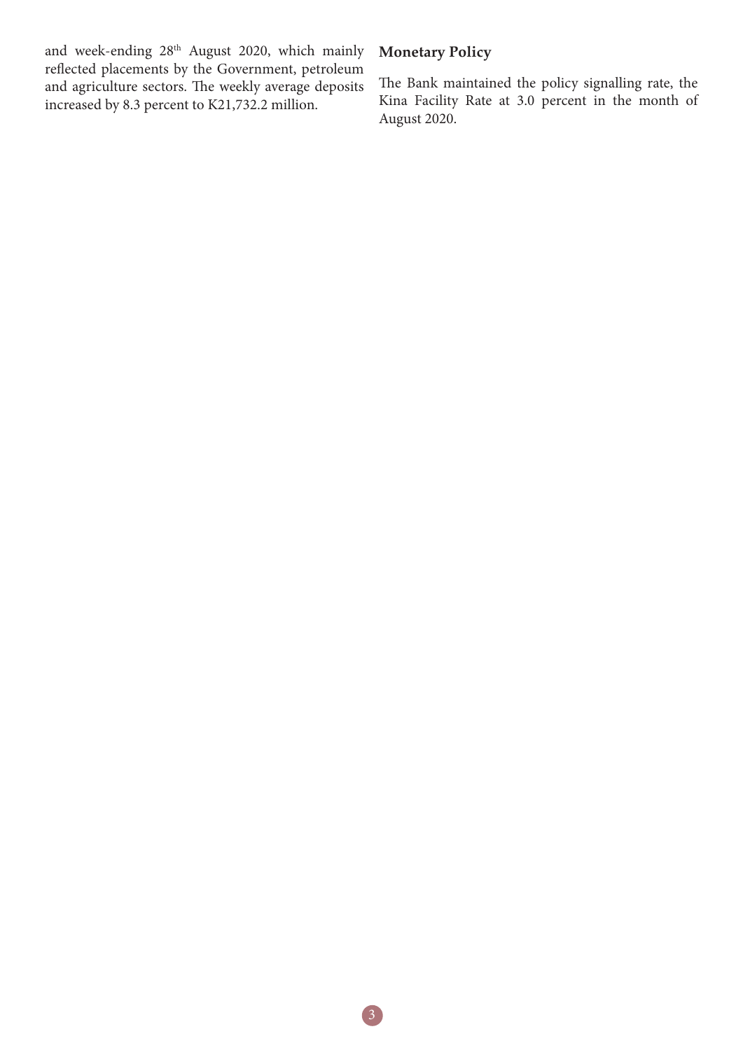and week-ending 28th August 2020, which mainly reflected placements by the Government, petroleum and agriculture sectors. The weekly average deposits increased by 8.3 percent to K21,732.2 million.

**Monetary Policy**

The Bank maintained the policy signalling rate, the Kina Facility Rate at 3.0 percent in the month of August 2020.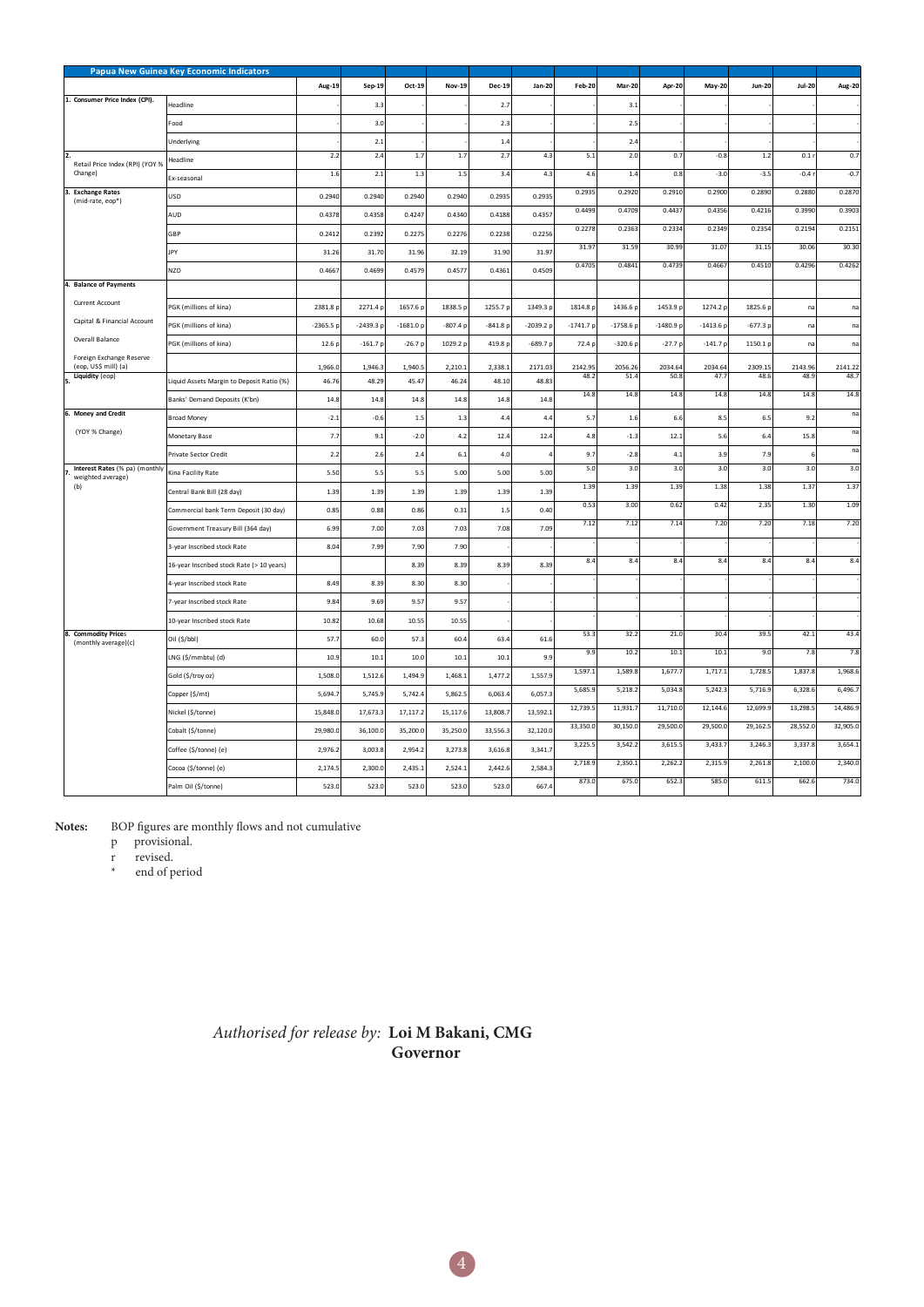| Papua New Guinea Key Economic Indicators | | Aug-19 | Sep-19 | Oct-19 | Nov-19 | Dec-19 | Jan-20 | Feb-20 | Mar-20 | Apr-20 | May-20 | Jun-20 | Jul-20 | Aug-20 |
|---|---|---|---|---|---|---|---|---|---|---|---|---|---|---|
| 1. Consumer Price Index (CPI). | Headline | - | 3.3 | - | - | 2.7 | - | - | 3.1 | - | - | - | - | - |
| | Food | - | 3.0 | - | - | 2.3 | - | - | 2.5 | - | - | - | - | - |
| | Underlying | - | 2.1 | - | - | 1.4 | - | - | 2.4 | - | - | - | - | - |
| 2. Retail Price Index (RPI) (YOY % Change) | Headline | 2.2 | 2.4 | 1.7 | 1.7 | 2.7 | 4.3 | 5.1 | 2.0 | 0.7 | -0.8 | 1.2 | 0.1 r | 0.7 |
| | Ex-seasonal | 1.6 | 2.1 | 1.3 | 1.5 | 3.4 | 4.3 | 4.6 | 1.4 | 0.8 | -3.0 | -3.5 | -0.4 r | -0.7 |
| 3. Exchange Rates (mid-rate, eop*) | USD | 0.2940 | 0.2940 | 0.2940 | 0.2940 | 0.2935 | 0.2935 | 0.2935 | 0.2920 | 0.2910 | 0.2900 | 0.2890 | 0.2880 | 0.2870 |
| | AUD | 0.4378 | 0.4358 | 0.4247 | 0.4340 | 0.4188 | 0.4357 | 0.4499 | 0.4709 | 0.4437 | 0.4356 | 0.4216 | 0.3990 | 0.3903 |
| | GBP | 0.2412 | 0.2392 | 0.2275 | 0.2276 | 0.2238 | 0.2256 | 0.2278 | 0.2363 | 0.2334 | 0.2349 | 0.2354 | 0.2194 | 0.2151 |
| | JPY | 31.26 | 31.70 | 31.96 | 32.19 | 31.90 | 31.97 | 31.97 | 31.59 | 30.99 | 31.07 | 31.15 | 30.06 | 30.30 |
| | NZD | 0.4667 | 0.4699 | 0.4579 | 0.4577 | 0.4361 | 0.4509 | 0.4705 | 0.4841 | 0.4739 | 0.4667 | 0.4510 | 0.4296 | 0.4262 |
| 4. Balance of Payments | | | | | | | | | | | | | | |
| Current Account | PGK (millions of kina) | 2381.8 p | 2271.4 p | 1657.6 p | 1838.5 p | 1255.7 p | 1349.3 p | 1814.8 p | 1436.6 p | 1453.9 p | 1274.2 p | 1825.6 p | na | na |
| Capital & Financial Account | PGK (millions of kina) | -2365.5 p | -2439.3 p | -1681.0 p | -807.4 p | -841.8 p | -2039.2 p | -1741.7 p | -1758.6 p | -1480.9 p | -1413.6 p | -677.3 p | na | na |
| Overall Balance | PGK (millions of kina) | 12.6 p | -161.7 p | -26.7 p | 1029.2 p | 419.8 p | -689.7 p | 72.4 p | -320.6 p | -27.7 p | -141.7 p | 1150.1 p | na | na |
| Foreign Exchange Reserve (eop, US$ mill) (a) | | 1,966.0 | 1,946.3 | 1,940.5 | 2,210.1 | 2,338.1 | 2171.03 | 2142.95 | 2056.26 | 2034.64 | 2034.64 | 2309.15 | 2143.96 | 2141.22 |
| 5. Liquidity (eop) | Liquid Assets Margin to Deposit Ratio (%) | 46.76 | 48.29 | 45.47 | 46.24 | 48.10 | 48.83 | 48.2 | 51.4 | 50.8 | 47.7 | 48.6 | 48.9 | 48.7 |
| | Banks' Demand Deposits (K'bn) | 14.8 | 14.8 | 14.8 | 14.8 | 14.8 | 14.8 | 14.8 | 14.8 | 14.8 | 14.8 | 14.8 | 14.8 | 14.8 |
| 6. Money and Credit (YOY % Change) | Broad Money | -2.1 | -0.6 | 1.5 | 1.3 | 4.4 | 4.4 | 5.7 | 1.6 | 6.6 | 8.5 | 6.5 | 9.2 | na |
| | Monetary Base | 7.7 | 9.1 | -2.0 | 4.2 | 12.4 | 12.4 | 4.8 | -1.3 | 12.1 | 5.6 | 6.4 | 15.8 | na |
| | Private Sector Credit | 2.2 | 2.6 | 2.4 | 6.1 | 4.0 | 4 | 9.7 | -2.8 | 4.1 | 3.9 | 7.9 | 6 | na |
| 7. Interest Rates (% pa) (monthly weighted average) (b) | Kina Facility Rate | 5.50 | 5.5 | 5.5 | 5.00 | 5.00 | 5.00 | 5.0 | 3.0 | 3.0 | 3.0 | 3.0 | 3.0 | 3.0 |
| | Central Bank Bill (28 day) | 1.39 | 1.39 | 1.39 | 1.39 | 1.39 | 1.39 | 1.39 | 1.39 | 1.39 | 1.38 | 1.38 | 1.37 | 1.37 |
| | Commercial bank Term Deposit (30 day) | 0.85 | 0.88 | 0.86 | 0.31 | 1.5 | 0.40 | 0.53 | 3.00 | 0.62 | 0.42 | 2.35 | 1.30 | 1.09 |
| | Government Treasury Bill (364 day) | 6.99 | 7.00 | 7.03 | 7.03 | 7.08 | 7.09 | 7.12 | 7.12 | 7.14 | 7.20 | 7.20 | 7.18 | 7.20 |
| | 3-year Inscribed stock Rate | 8.04 | 7.99 | 7.90 | 7.90 | - | - | - | - | - | - | - | - | - |
| | 16-year Inscribed stock Rate (> 10 years) | | | 8.39 | 8.39 | 8.39 | 8.39 | 8.4 | 8.4 | 8.4 | 8.4 | 8.4 | 8.4 | 8.4 |
| | 4-year Inscribed stock Rate | 8.49 | 8.39 | 8.30 | 8.30 | - | - | - | - | - | - | - | - | - |
| | 7-year Inscribed stock Rate | 9.84 | 9.69 | 9.57 | 9.57 | - | - | - | - | - | - | - | - | - |
| | 10-year Inscribed stock Rate | 10.82 | 10.68 | 10.55 | 10.55 | - | - | - | - | - | - | - | - | - |
| 8. Commodity Prices (monthly average)(c) | Oil ($/bbl) | 57.7 | 60.0 | 57.3 | 60.4 | 63.4 | 61.6 | 53.3 | 32.2 | 21.0 | 30.4 | 39.5 | 42.1 | 43.4 |
| | LNG ($/mmbtu) (d) | 10.9 | 10.1 | 10.0 | 10.1 | 10.1 | 9.9 | 9.9 | 10.2 | 10.1 | 10.1 | 9.0 | 7.8 | 7.8 |
| | Gold ($/troy oz) | 1,508.0 | 1,512.6 | 1,494.9 | 1,468.1 | 1,477.2 | 1,557.9 | 1,597.1 | 1,589.8 | 1,677.7 | 1,717.1 | 1,728.5 | 1,837.8 | 1,968.6 |
| | Copper ($/mt) | 5,694.7 | 5,745.9 | 5,742.4 | 5,862.5 | 6,063.4 | 6,057.3 | 5,685.9 | 5,218.2 | 5,034.8 | 5,242.3 | 5,716.9 | 6,328.6 | 6,496.7 |
| | Nickel ($/tonne) | 15,848.0 | 17,673.3 | 17,117.2 | 15,117.6 | 13,808.7 | 13,592.1 | 12,739.5 | 11,931.7 | 11,710.0 | 12,144.6 | 12,699.9 | 13,298.5 | 14,486.9 |
| | Cobalt ($/tonne) | 29,980.0 | 36,100.0 | 35,200.0 | 35,250.0 | 33,556.3 | 32,120.0 | 33,350.0 | 30,150.0 | 29,500.0 | 29,500.0 | 29,162.5 | 28,552.0 | 32,905.0 |
| | Coffee ($/tonne) (e) | 2,976.2 | 3,003.8 | 2,954.2 | 3,273.8 | 3,616.8 | 3,341.7 | 3,225.5 | 3,542.2 | 3,615.5 | 3,433.7 | 3,246.3 | 3,337.8 | 3,654.1 |
| | Cocoa ($/tonne) (e) | 2,174.5 | 2,300.0 | 2,435.1 | 2,524.1 | 2,442.6 | 2,584.3 | 2,718.9 | 2,350.1 | 2,262.2 | 2,315.9 | 2,261.8 | 2,100.0 | 2,340.0 |
| | Palm Oil ($/tonne) | 523.0 | 523.0 | 523.0 | 523.0 | 523.0 | 667.4 | 873.0 | 675.0 | 652.3 | 585.0 | 611.5 | 662.6 | 734.0 |

**Notes:** BOP figures are monthly flows and not cumulative

p provisional.

r revised.

\* end of period

*Authorised for release by:* **Loi M Bakani, CMG**
**Governor**